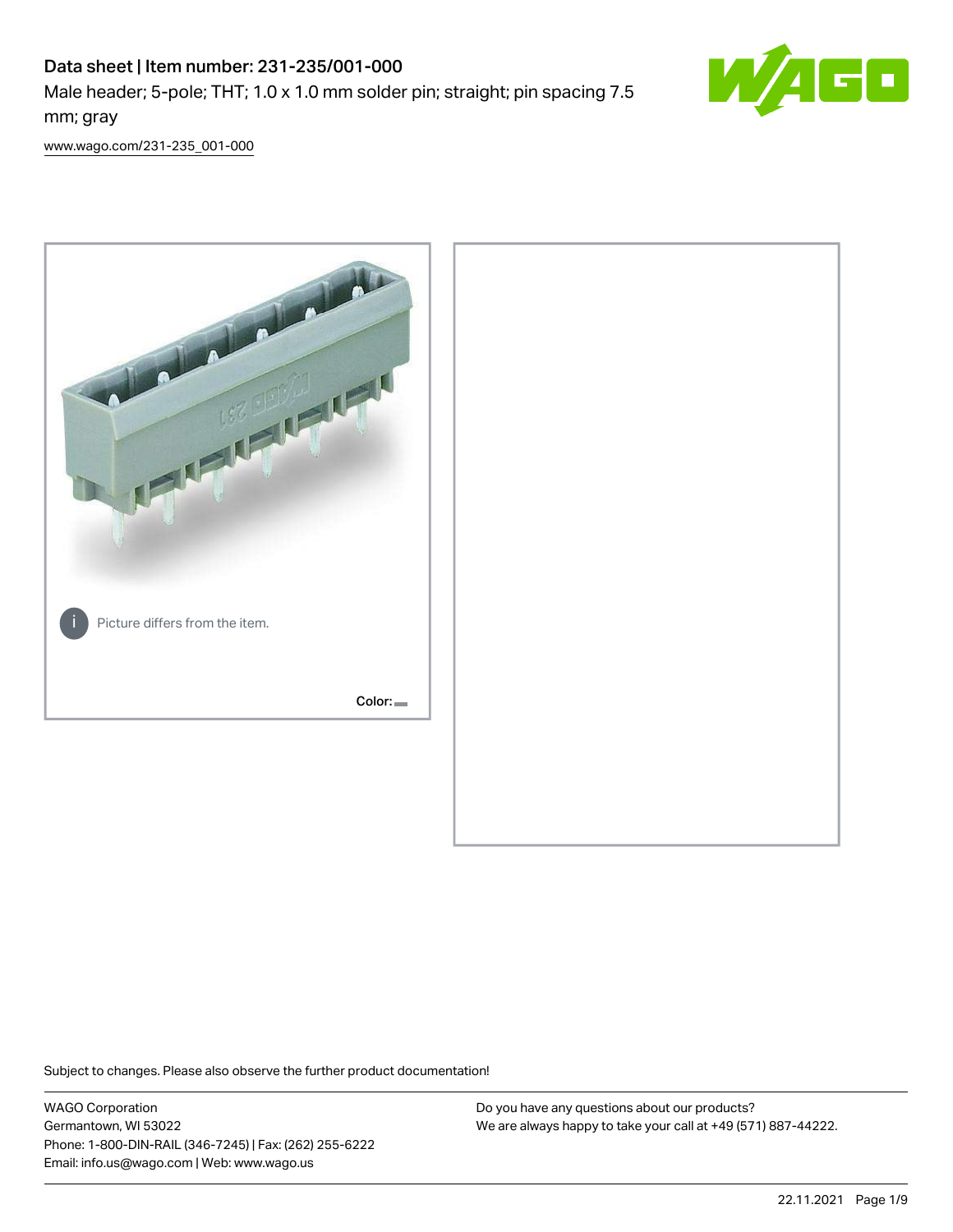# Data sheet | Item number: 231-235/001-000

Male header; 5-pole; THT; 1.0 x 1.0 mm solder pin; straight; pin spacing 7.5 mm; gray

www.wago.com/231-235_001-000

Picture differs from the item.

Color:

Subject to changes. Please also observe the further product documentation!

WAGO Corporation
Germantown, WI 53022
Phone: 1-800-DIN-RAIL (346-7245) | Fax: (262) 255-6222
Email: info.us@wago.com | Web: www.wago.us

Do you have any questions about our products?
We are always happy to take your call at +49 (571) 887-44222.

22.11.2021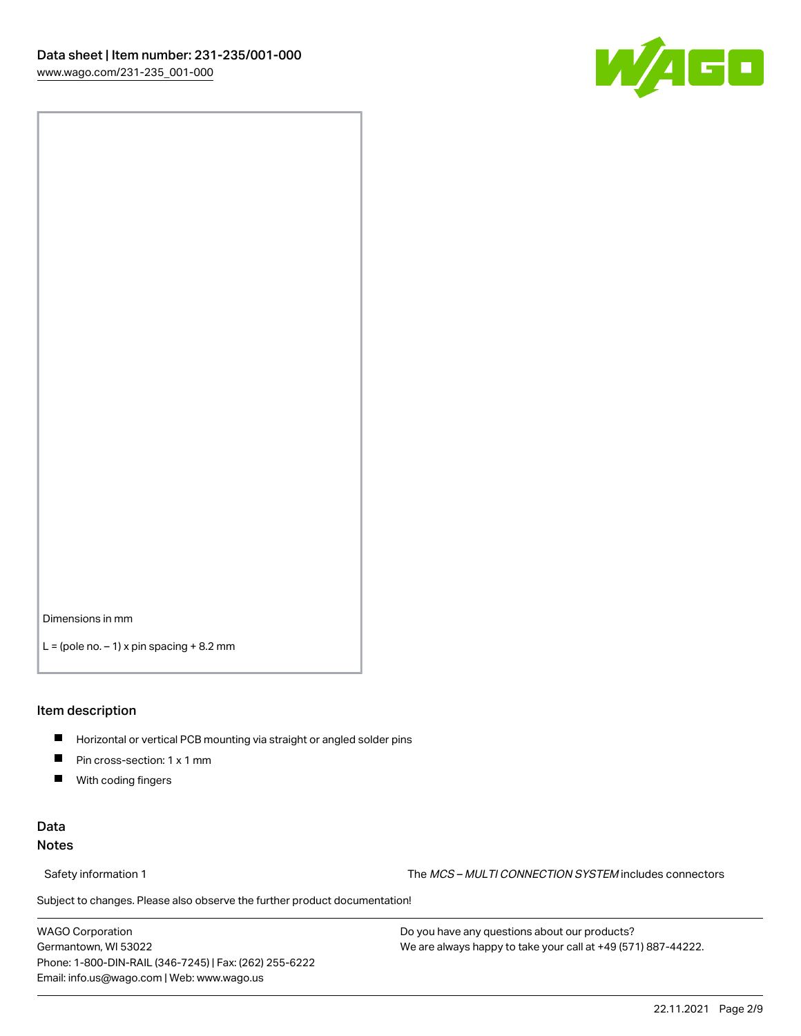Dimensions in mm

L = (pole no. − 1) x pin spacing + 8.2 mm

## Item description

- Horizontal or vertical PCB mounting via straight or angled solder pins
- Pin cross-section: 1 x 1 mm
- With coding fingers

## Data

### Notes

Safety information 1 — The *MCS – MULTI CONNECTION SYSTEM* includes connectors

Subject to changes. Please also observe the further product documentation!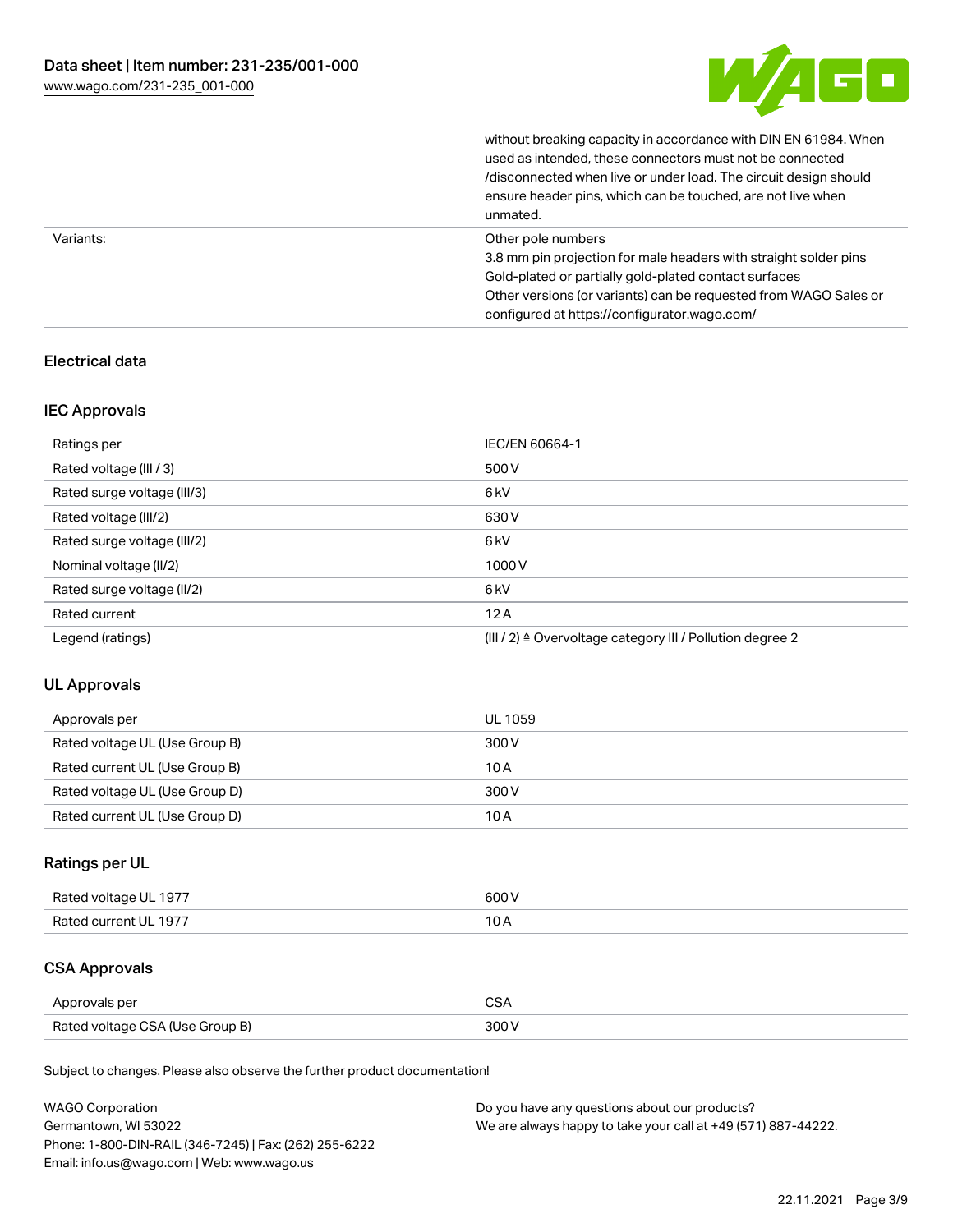| | |
|---|---|
| | without breaking capacity in accordance with DIN EN 61984. When used as intended, these connectors must not be connected /disconnected when live or under load. The circuit design should ensure header pins, which can be touched, are not live when unmated. |
| Variants: | Other pole numbers<br>3.8 mm pin projection for male headers with straight solder pins<br>Gold-plated or partially gold-plated contact surfaces<br>Other versions (or variants) can be requested from WAGO Sales or configured at https://configurator.wago.com/ |

## Electrical data

### IEC Approvals

| | |
|---|---|
| Ratings per | IEC/EN 60664-1 |
| Rated voltage (III / 3) | 500 V |
| Rated surge voltage (III/3) | 6 kV |
| Rated voltage (III/2) | 630 V |
| Rated surge voltage (III/2) | 6 kV |
| Nominal voltage (II/2) | 1000 V |
| Rated surge voltage (II/2) | 6 kV |
| Rated current | 12 A |
| Legend (ratings) | (III / 2) ≙ Overvoltage category III / Pollution degree 2 |

### UL Approvals

| | |
|---|---|
| Approvals per | UL 1059 |
| Rated voltage UL (Use Group B) | 300 V |
| Rated current UL (Use Group B) | 10 A |
| Rated voltage UL (Use Group D) | 300 V |
| Rated current UL (Use Group D) | 10 A |

### Ratings per UL

| | |
|---|---|
| Rated voltage UL 1977 | 600 V |
| Rated current UL 1977 | 10 A |

### CSA Approvals

| | |
|---|---|
| Approvals per | CSA |
| Rated voltage CSA (Use Group B) | 300 V |

Subject to changes. Please also observe the further product documentation!

WAGO Corporation
Germantown, WI 53022
Phone: 1-800-DIN-RAIL (346-7245) | Fax: (262) 255-6222
Email: info.us@wago.com | Web: www.wago.us

Do you have any questions about our products?
We are always happy to take your call at +49 (571) 887-44222.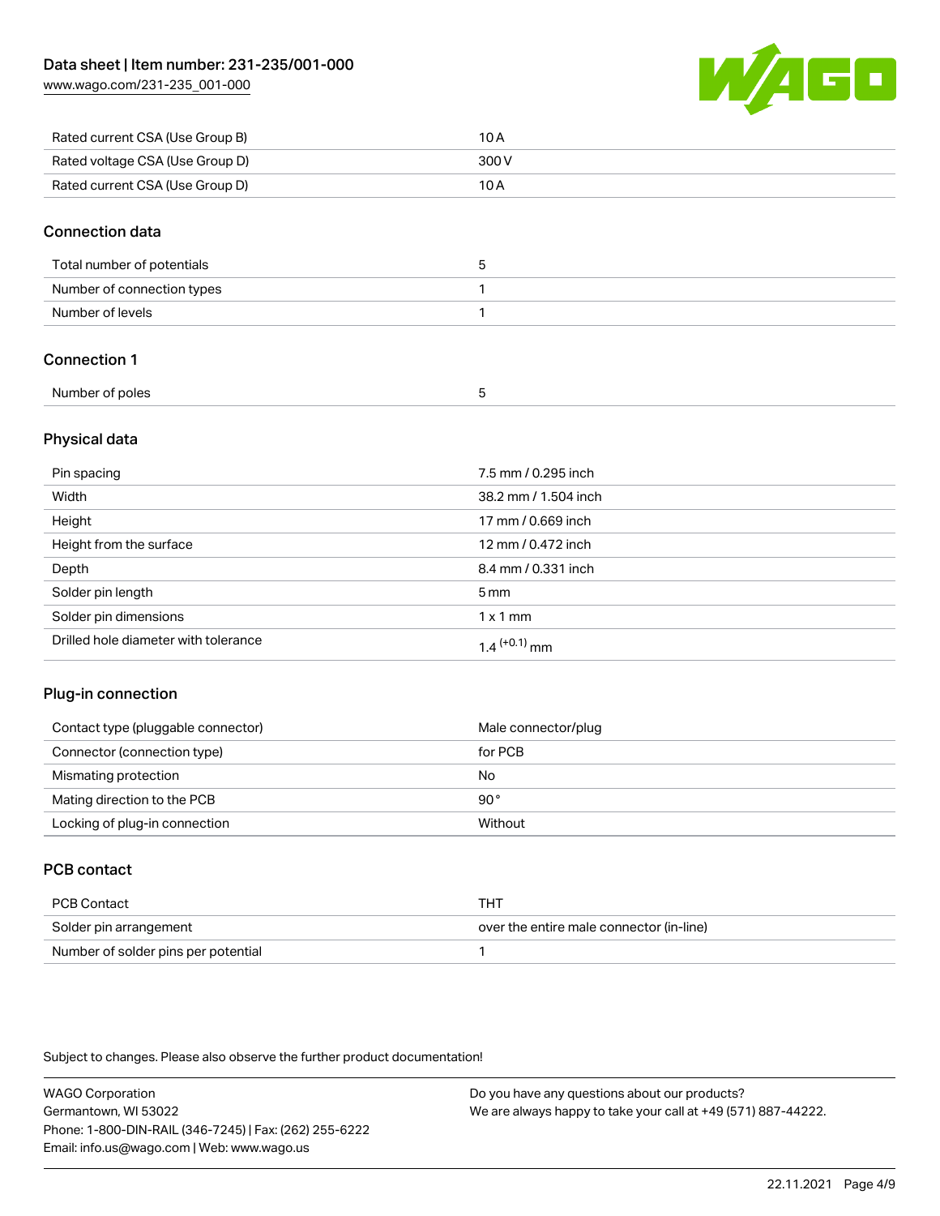| | |
|---|---|
| Rated current CSA (Use Group B) | 10 A |
| Rated voltage CSA (Use Group D) | 300 V |
| Rated current CSA (Use Group D) | 10 A |

## Connection data

| | |
|---|---|
| Total number of potentials | 5 |
| Number of connection types | 1 |
| Number of levels | 1 |

## Connection 1

| | |
|---|---|
| Number of poles | 5 |

## Physical data

| | |
|---|---|
| Pin spacing | 7.5 mm / 0.295 inch |
| Width | 38.2 mm / 1.504 inch |
| Height | 17 mm / 0.669 inch |
| Height from the surface | 12 mm / 0.472 inch |
| Depth | 8.4 mm / 0.331 inch |
| Solder pin length | 5 mm |
| Solder pin dimensions | 1 x 1 mm |
| Drilled hole diameter with tolerance | $1.4^{(+0.1)}$ mm |

## Plug-in connection

| | |
|---|---|
| Contact type (pluggable connector) | Male connector/plug |
| Connector (connection type) | for PCB |
| Mismating protection | No |
| Mating direction to the PCB | 90° |
| Locking of plug-in connection | Without |

## PCB contact

| | |
|---|---|
| PCB Contact | THT |
| Solder pin arrangement | over the entire male connector (in-line) |
| Number of solder pins per potential | 1 |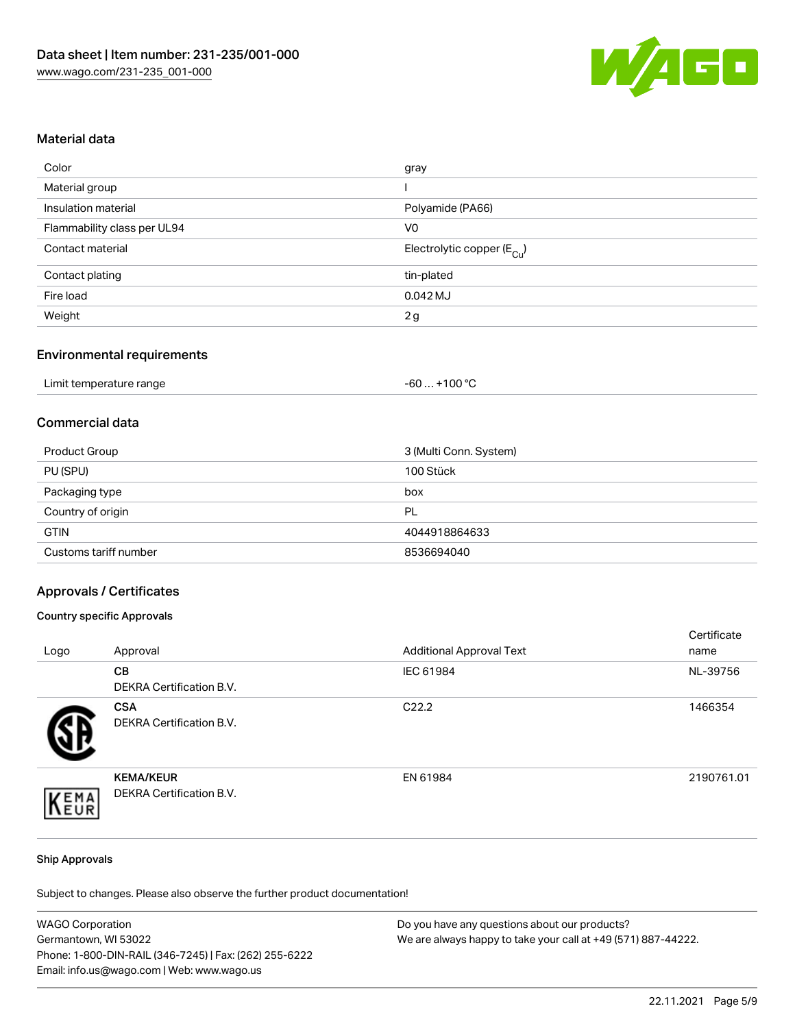## Material data

| | |
|---|---|
| Color | gray |
| Material group | I |
| Insulation material | Polyamide (PA66) |
| Flammability class per UL94 | V0 |
| Contact material | Electrolytic copper ($E_{Cu}$) |
| Contact plating | tin-plated |
| Fire load | 0.042 MJ |
| Weight | 2 g |

## Environmental requirements

| | |
|---|---|
| Limit temperature range | -60 … +100 °C |

## Commercial data

| | |
|---|---|
| Product Group | 3 (Multi Conn. System) |
| PU (SPU) | 100 Stück |
| Packaging type | box |
| Country of origin | PL |
| GTIN | 4044918864633 |
| Customs tariff number | 8536694040 |

## Approvals / Certificates

### Country specific Approvals

| Logo | Approval | Additional Approval Text | Certificate name |
|---|---|---|---|
| | **CB**<br>DEKRA Certification B.V. | IEC 61984 | NL-39756 |
| | **CSA**<br>DEKRA Certification B.V. | C22.2 | 1466354 |
| | **KEMA/KEUR**<br>DEKRA Certification B.V. | EN 61984 | 2190761.01 |

### Ship Approvals

Subject to changes. Please also observe the further product documentation!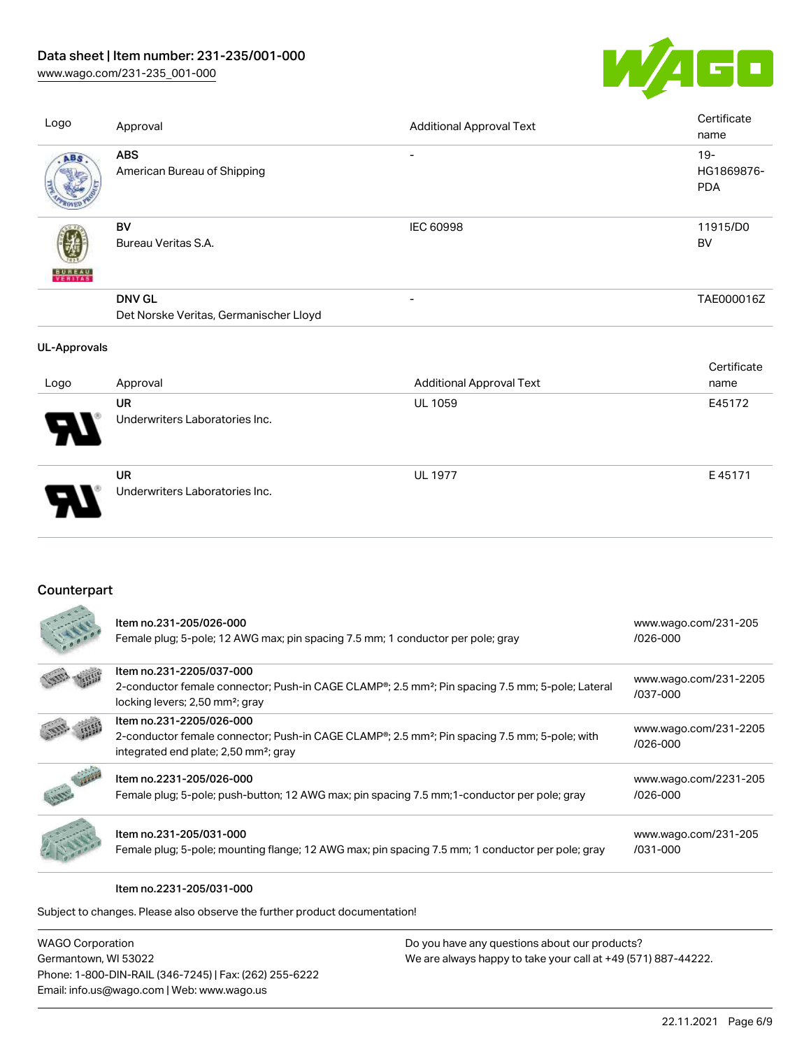| Logo | Approval | Additional Approval Text | Certificate name |
| --- | --- | --- | --- |
| | **ABS** American Bureau of Shipping | - | 19-HG1869876-PDA |
| | **BV** Bureau Veritas S.A. | IEC 60998 | 11915/D0 BV |
| | **DNV GL** Det Norske Veritas, Germanischer Lloyd | - | TAE000016Z |

**UL-Approvals**

| Logo | Approval | Additional Approval Text | Certificate name |
| --- | --- | --- | --- |
| | **UR** Underwriters Laboratories Inc. | UL 1059 | E45172 |
| | **UR** Underwriters Laboratories Inc. | UL 1977 | E 45171 |

## Counterpart

| | | |
| --- | --- | --- |
| | Item no.231-205/026-000 Female plug; 5-pole; 12 AWG max; pin spacing 7.5 mm; 1 conductor per pole; gray | www.wago.com/231-205/026-000 |
| | Item no.231-2205/037-000 2-conductor female connector; Push-in CAGE CLAMP®; 2.5 mm²; Pin spacing 7.5 mm; 5-pole; Lateral locking levers; 2,50 mm²; gray | www.wago.com/231-2205/037-000 |
| | Item no.231-2205/026-000 2-conductor female connector; Push-in CAGE CLAMP®; 2.5 mm²; Pin spacing 7.5 mm; 5-pole; with integrated end plate; 2,50 mm²; gray | www.wago.com/231-2205/026-000 |
| | Item no.2231-205/026-000 Female plug; 5-pole; push-button; 12 AWG max; pin spacing 7.5 mm;1-conductor per pole; gray | www.wago.com/2231-205/026-000 |
| | Item no.231-205/031-000 Female plug; 5-pole; mounting flange; 12 AWG max; pin spacing 7.5 mm; 1 conductor per pole; gray | www.wago.com/231-205/031-000 |

Item no.2231-205/031-000

Subject to changes. Please also observe the further product documentation!

WAGO Corporation
Germantown, WI 53022
Phone: 1-800-DIN-RAIL (346-7245) | Fax: (262) 255-6222
Email: info.us@wago.com | Web: www.wago.us

Do you have any questions about our products?
We are always happy to take your call at +49 (571) 887-44222.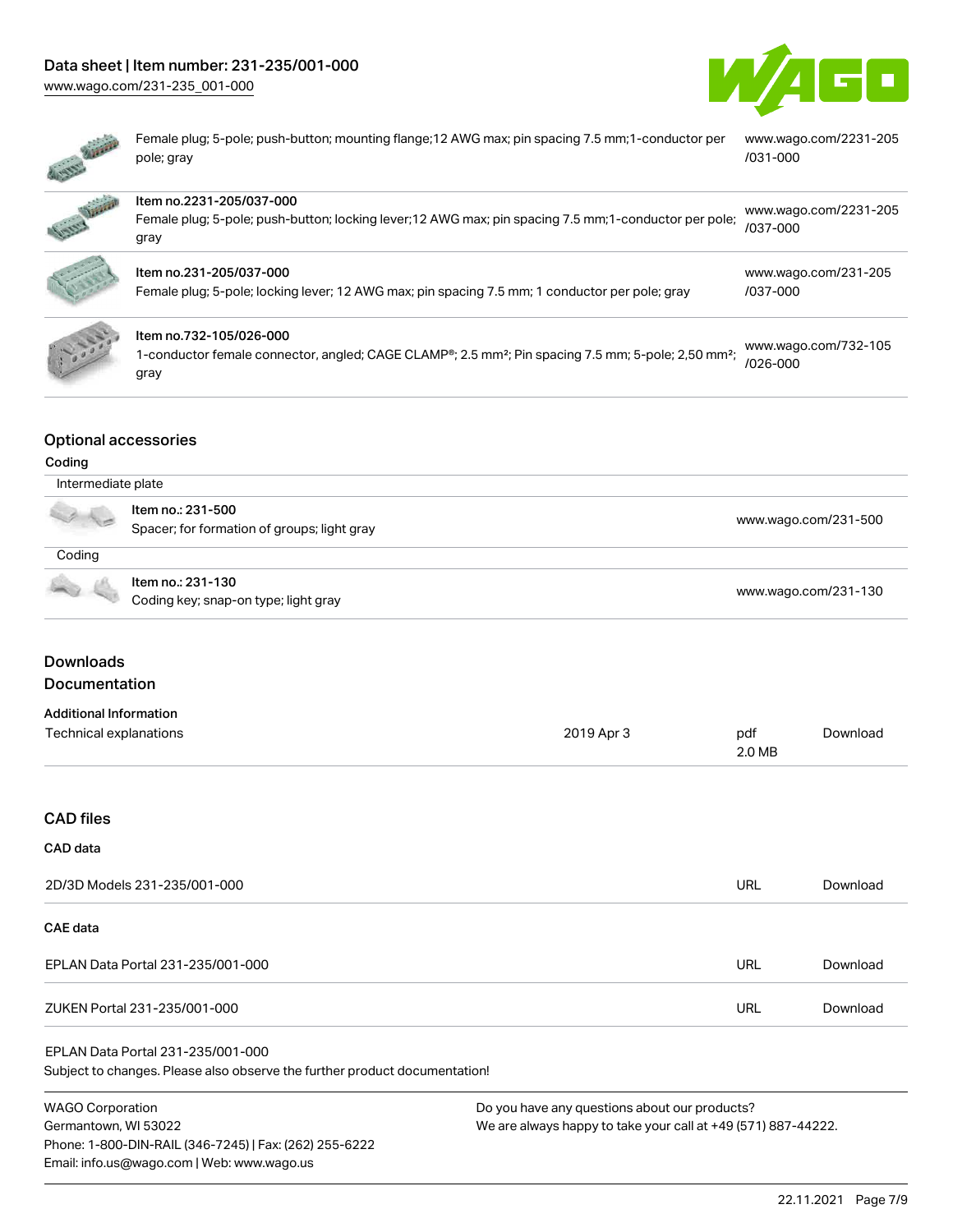| | |
|---|---|
| Female plug; 5-pole; push-button; mounting flange;12 AWG max; pin spacing 7.5 mm;1-conductor per pole; gray | www.wago.com/2231-205/031-000 |
| Item no.2231-205/037-000<br>Female plug; 5-pole; push-button; locking lever;12 AWG max; pin spacing 7.5 mm;1-conductor per pole; gray | www.wago.com/2231-205/037-000 |
| Item no.231-205/037-000<br>Female plug; 5-pole; locking lever; 12 AWG max; pin spacing 7.5 mm; 1 conductor per pole; gray | www.wago.com/231-205/037-000 |
| Item no.732-105/026-000<br>1-conductor female connector, angled; CAGE CLAMP®; 2.5 mm²; Pin spacing 7.5 mm; 5-pole; 2,50 mm²; gray | www.wago.com/732-105/026-000 |

## Optional accessories

### Coding

| Intermediate plate | |
|---|---|
| Item no.: 231-500<br>Spacer; for formation of groups; light gray | www.wago.com/231-500 |

| Coding | |
|---|---|
| Item no.: 231-130<br>Coding key; snap-on type; light gray | www.wago.com/231-130 |

## Downloads

### Documentation

**Additional Information**

| | | | |
|---|---|---|---|
| Technical explanations | 2019 Apr 3 | pdf 2.0 MB | Download |

## CAD files

**CAD data**

| | | |
|---|---|---|
| 2D/3D Models 231-235/001-000 | URL | Download |

**CAE data**

| | | |
|---|---|---|
| EPLAN Data Portal 231-235/001-000 | URL | Download |
| ZUKEN Portal 231-235/001-000 | URL | Download |

EPLAN Data Portal 231-235/001-000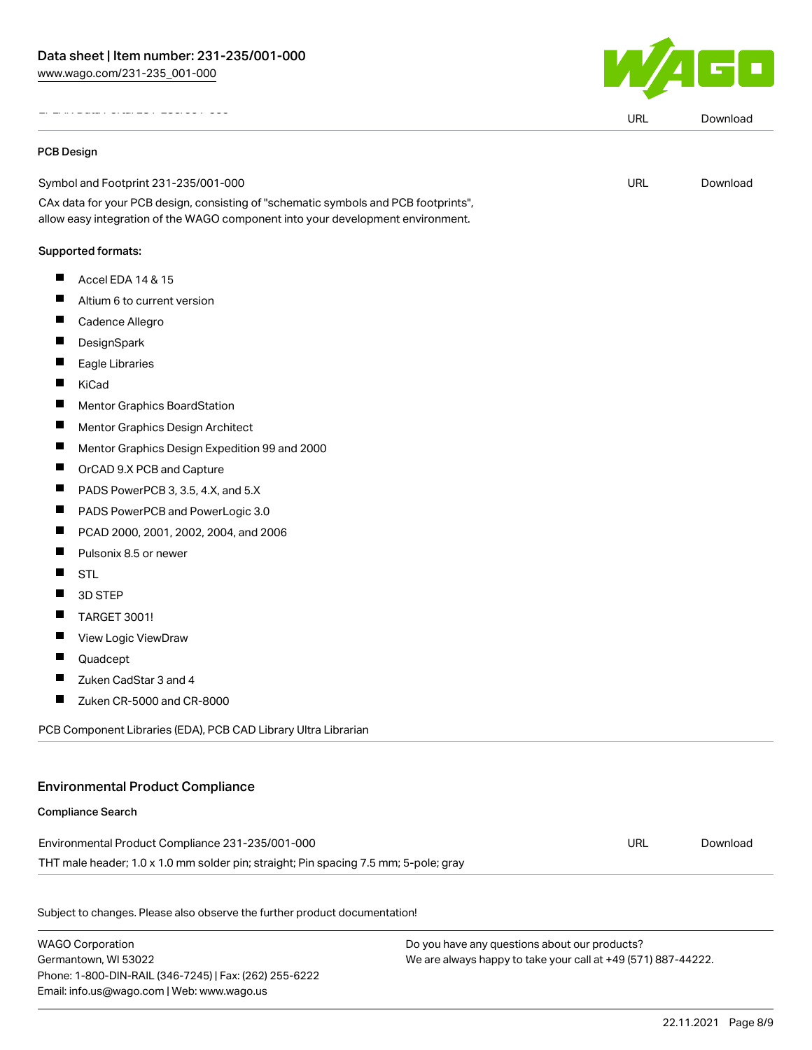| | URL | Download |
|---|---|---|

PCB Design

| Symbol and Footprint 231-235/001-000 | URL | Download |
|---|---|---|

CAx data for your PCB design, consisting of "schematic symbols and PCB footprints", allow easy integration of the WAGO component into your development environment.

Supported formats:

- Accel EDA 14 & 15
- Altium 6 to current version
- Cadence Allegro
- DesignSpark
- Eagle Libraries
- KiCad
- Mentor Graphics BoardStation
- Mentor Graphics Design Architect
- Mentor Graphics Design Expedition 99 and 2000
- OrCAD 9.X PCB and Capture
- PADS PowerPCB 3, 3.5, 4.X, and 5.X
- PADS PowerPCB and PowerLogic 3.0
- PCAD 2000, 2001, 2002, 2004, and 2006
- Pulsonix 8.5 or newer
- STL
- 3D STEP
- TARGET 3001!
- View Logic ViewDraw
- Quadcept
- Zuken CadStar 3 and 4
- Zuken CR-5000 and CR-8000

PCB Component Libraries (EDA), PCB CAD Library Ultra Librarian

## Environmental Product Compliance

Compliance Search

| Environmental Product Compliance 231-235/001-000 | URL | Download |
|---|---|---|

THT male header; 1.0 x 1.0 mm solder pin; straight; Pin spacing 7.5 mm; 5-pole; gray

Subject to changes. Please also observe the further product documentation!

WAGO Corporation
Germantown, WI 53022
Phone: 1-800-DIN-RAIL (346-7245) | Fax: (262) 255-6222
Email: info.us@wago.com | Web: www.wago.us

Do you have any questions about our products?
We are always happy to take your call at +49 (571) 887-44222.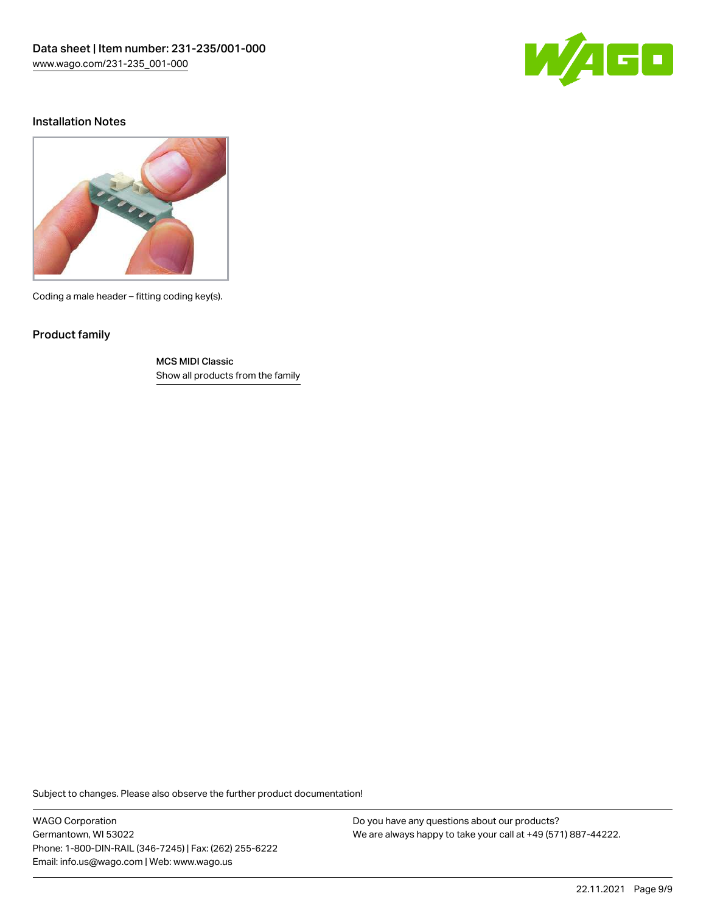## Installation Notes

Coding a male header – fitting coding key(s).

## Product family

MCS MIDI Classic
Show all products from the family

Subject to changes. Please also observe the further product documentation!

WAGO Corporation
Germantown, WI 53022
Phone: 1-800-DIN-RAIL (346-7245) | Fax: (262) 255-6222
Email: info.us@wago.com | Web: www.wago.us

Do you have any questions about our products?
We are always happy to take your call at +49 (571) 887-44222.